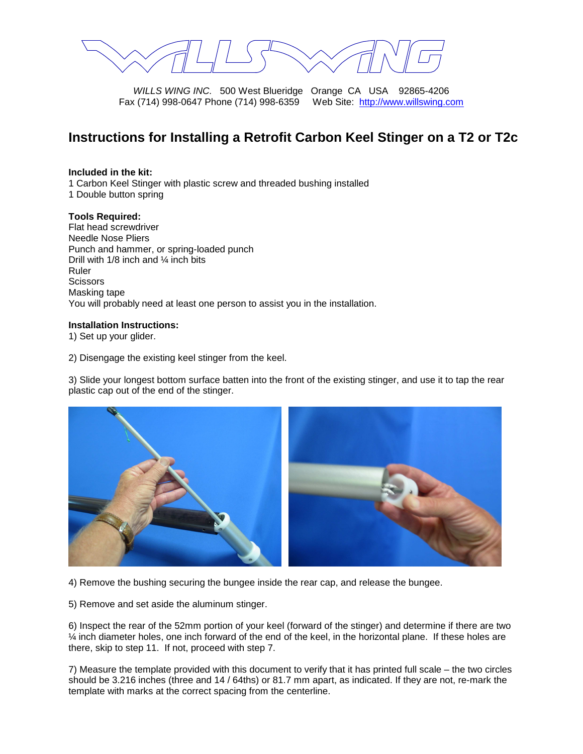*WILLS WING INC.* 500 West Blueridge Orange CA USA 92865-4206
Fax (714) 998-0647 Phone (714) 998-6359 Web Site: http://www.willswing.com

# Instructions for Installing a Retrofit Carbon Keel Stinger on a T2 or T2c

**Included in the kit:**
1 Carbon Keel Stinger with plastic screw and threaded bushing installed
1 Double button spring

**Tools Required:**
Flat head screwdriver
Needle Nose Pliers
Punch and hammer, or spring-loaded punch
Drill with 1/8 inch and ¼ inch bits
Ruler
Scissors
Masking tape
You will probably need at least one person to assist you in the installation.

**Installation Instructions:**

1) Set up your glider.

2) Disengage the existing keel stinger from the keel.

3) Slide your longest bottom surface batten into the front of the existing stinger, and use it to tap the rear plastic cap out of the end of the stinger.

4) Remove the bushing securing the bungee inside the rear cap, and release the bungee.

5) Remove and set aside the aluminum stinger.

6) Inspect the rear of the 52mm portion of your keel (forward of the stinger) and determine if there are two ¼ inch diameter holes, one inch forward of the end of the keel, in the horizontal plane. If these holes are there, skip to step 11. If not, proceed with step 7.

7) Measure the template provided with this document to verify that it has printed full scale – the two circles should be 3.216 inches (three and 14 / 64ths) or 81.7 mm apart, as indicated. If they are not, re-mark the template with marks at the correct spacing from the centerline.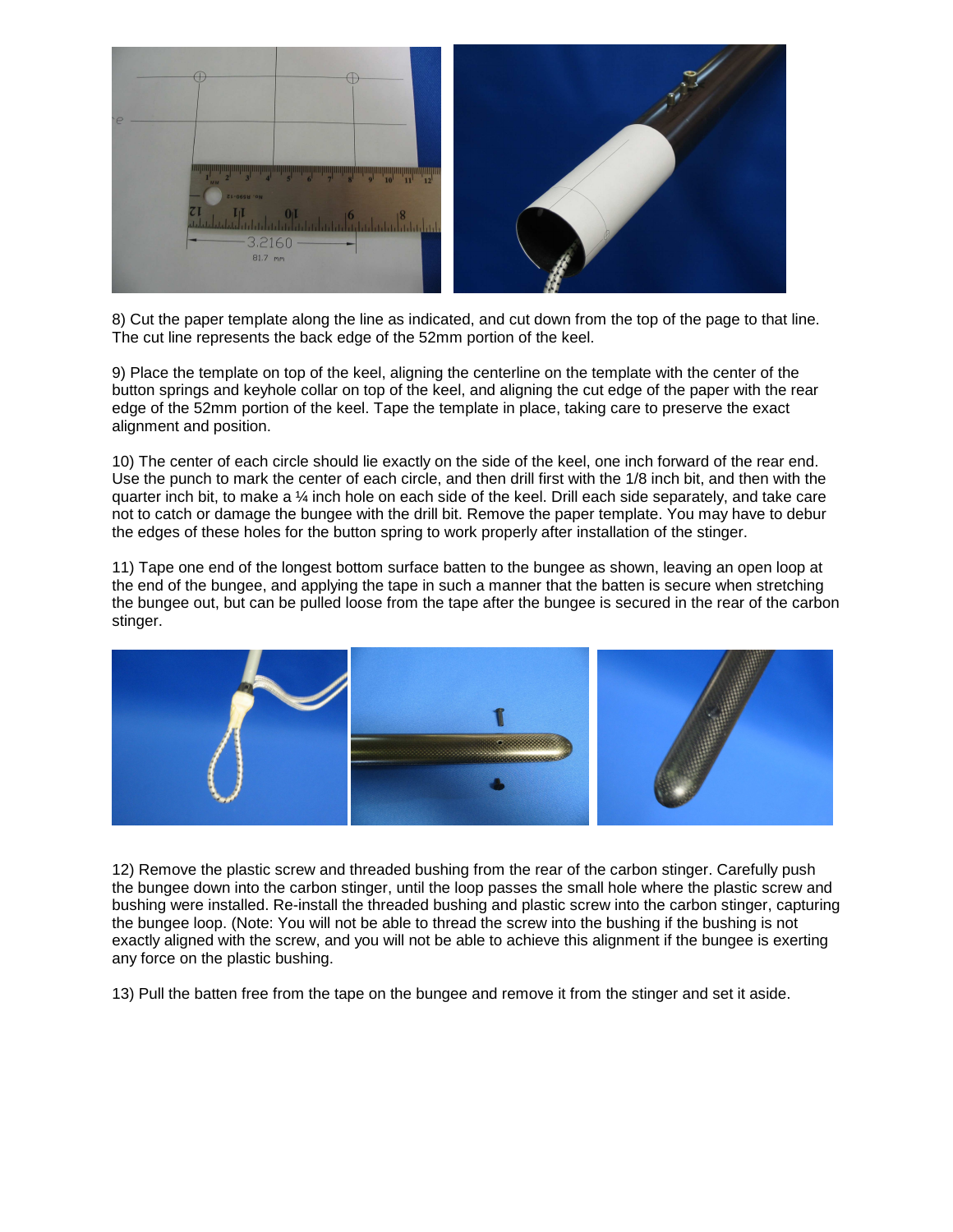8) Cut the paper template along the line as indicated, and cut down from the top of the page to that line. The cut line represents the back edge of the 52mm portion of the keel.

9) Place the template on top of the keel, aligning the centerline on the template with the center of the button springs and keyhole collar on top of the keel, and aligning the cut edge of the paper with the rear edge of the 52mm portion of the keel. Tape the template in place, taking care to preserve the exact alignment and position.

10) The center of each circle should lie exactly on the side of the keel, one inch forward of the rear end. Use the punch to mark the center of each circle, and then drill first with the 1/8 inch bit, and then with the quarter inch bit, to make a ¼ inch hole on each side of the keel. Drill each side separately, and take care not to catch or damage the bungee with the drill bit. Remove the paper template. You may have to debur the edges of these holes for the button spring to work properly after installation of the stinger.

11) Tape one end of the longest bottom surface batten to the bungee as shown, leaving an open loop at the end of the bungee, and applying the tape in such a manner that the batten is secure when stretching the bungee out, but can be pulled loose from the tape after the bungee is secured in the rear of the carbon stinger.

12) Remove the plastic screw and threaded bushing from the rear of the carbon stinger. Carefully push the bungee down into the carbon stinger, until the loop passes the small hole where the plastic screw and bushing were installed. Re-install the threaded bushing and plastic screw into the carbon stinger, capturing the bungee loop. (Note: You will not be able to thread the screw into the bushing if the bushing is not exactly aligned with the screw, and you will not be able to achieve this alignment if the bungee is exerting any force on the plastic bushing.

13) Pull the batten free from the tape on the bungee and remove it from the stinger and set it aside.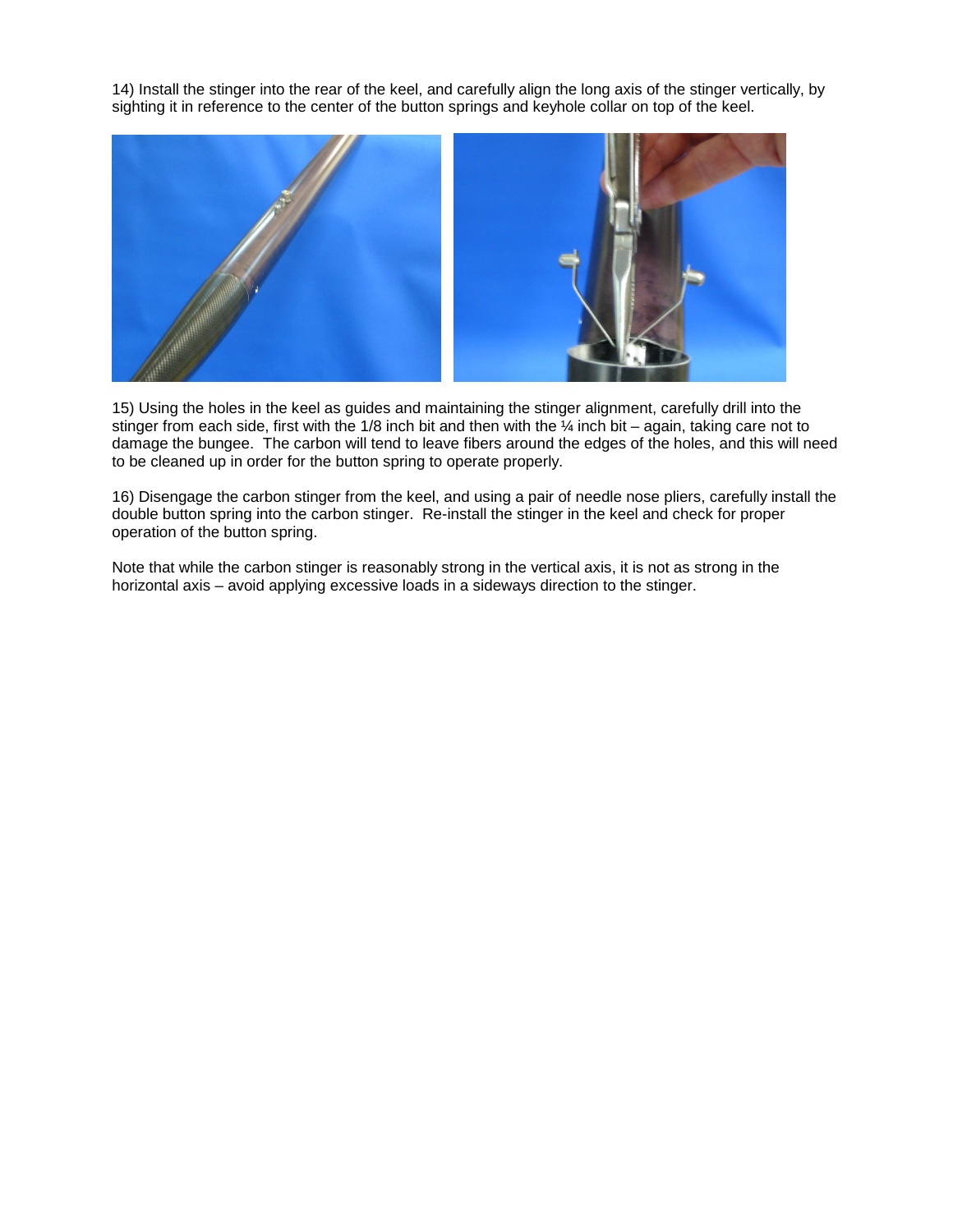14) Install the stinger into the rear of the keel, and carefully align the long axis of the stinger vertically, by sighting it in reference to the center of the button springs and keyhole collar on top of the keel.

15) Using the holes in the keel as guides and maintaining the stinger alignment, carefully drill into the stinger from each side, first with the 1/8 inch bit and then with the ¼ inch bit – again, taking care not to damage the bungee. The carbon will tend to leave fibers around the edges of the holes, and this will need to be cleaned up in order for the button spring to operate properly.

16) Disengage the carbon stinger from the keel, and using a pair of needle nose pliers, carefully install the double button spring into the carbon stinger. Re-install the stinger in the keel and check for proper operation of the button spring.

Note that while the carbon stinger is reasonably strong in the vertical axis, it is not as strong in the horizontal axis – avoid applying excessive loads in a sideways direction to the stinger.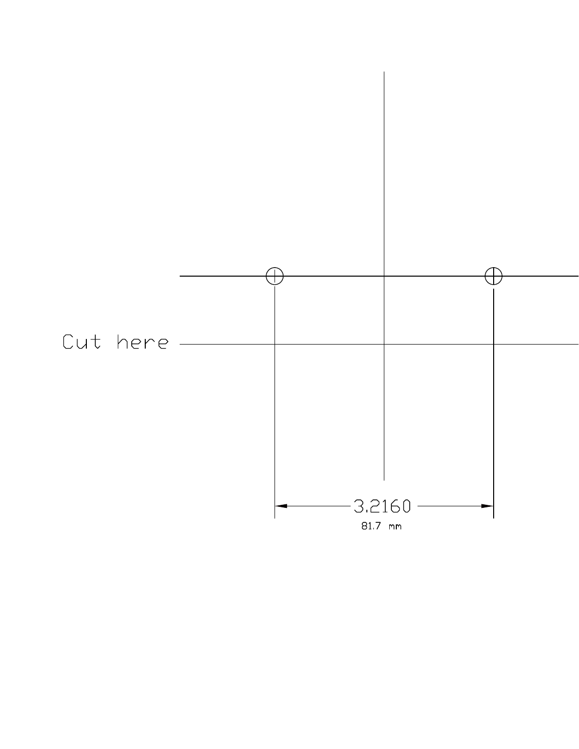Cut here

3.2160

81.7 mm